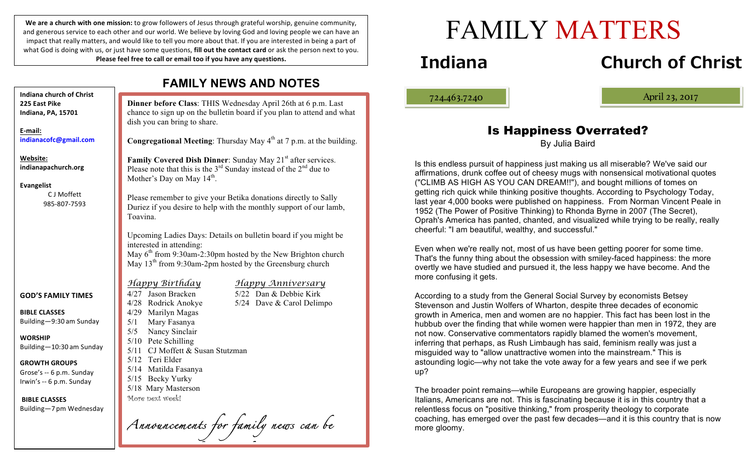**We are a church with one mission:** to grow followers of Jesus through grateful worship, genuine community, and generous service to each other and our world. We believe by loving God and loving people we can have an impact that really matters, and would like to tell you more about that. If you are interested in being a part of what God is doing with us, or just have some questions, **fill out the contact card** or ask the person next to you. **Please feel free to call or email too if you have any questions.**

**Indiana church of Christ**
**225 East Pike**
**Indiana, PA, 15701**

**E-mail:**
**indianacofc@gmail.com**

**Website:**
**indianapachurch.org**

**Evangelist**
C J Moffett
985-807-7593

**GOD'S FAMILY TIMES**

**BIBLE CLASSES**
Building—9:30 am Sunday

**WORSHIP**
Building—10:30 am Sunday

**GROWTH GROUPS**
Grose's -- 6 p.m. Sunday
Irwin's -- 6 p.m. Sunday

**BIBLE CLASSES**
Building—7 pm Wednesday

## FAMILY NEWS AND NOTES

**Dinner before Class**: THIS Wednesday April 26th at 6 p.m. Last chance to sign up on the bulletin board if you plan to attend and what dish you can bring to share.

**Congregational Meeting**: Thursday May 4th at 7 p.m. at the building.

**Family Covered Dish Dinner**: Sunday May 21st after services. Please note that this is the 3rd Sunday instead of the 2nd due to Mother's Day on May 14th.

Please remember to give your Betika donations directly to Sally Duriez if you desire to help with the monthly support of our lamb, Toavina.

Upcoming Ladies Days: Details on bulletin board if you might be interested in attending:
May 6th from 9:30am-2:30pm hosted by the New Brighton church
May 13th from 9:30am-2pm hosted by the Greensburg church

*Happy Birthday*

4/27 Jason Bracken
4/28 Rodrick Anokye
4/29 Marilyn Magas
5/1 Mary Fasanya
5/5 Nancy Sinclair
5/10 Pete Schilling
5/11 CJ Moffett & Susan Stutzman
5/12 Teri Elder
5/14 Matilda Fasanya
5/15 Becky Yurky
5/18 Mary Masterson
More next week!

*Happy Anniversary*

5/22 Dan & Debbie Kirk
5/24 Dave & Carol Delimpo

*Announcements for family news can be*

# FAMILY MATTERS

## Indiana Church of Christ

724.463.7240

April 23, 2017

## Is Happiness Overrated?

By Julia Baird

Is this endless pursuit of happiness just making us all miserable? We've said our affirmations, drunk coffee out of cheesy mugs with nonsensical motivational quotes ("CLIMB AS HIGH AS YOU CAN DREAM!!"), and bought millions of tomes on getting rich quick while thinking positive thoughts. According to Psychology Today, last year 4,000 books were published on happiness. From Norman Vincent Peale in 1952 (The Power of Positive Thinking) to Rhonda Byrne in 2007 (The Secret), Oprah's America has panted, chanted, and visualized while trying to be really, really cheerful: "I am beautiful, wealthy, and successful."

Even when we're really not, most of us have been getting poorer for some time. That's the funny thing about the obsession with smiley-faced happiness: the more overtly we have studied and pursued it, the less happy we have become. And the more confusing it gets.

According to a study from the General Social Survey by economists Betsey Stevenson and Justin Wolfers of Wharton, despite three decades of economic growth in America, men and women are no happier. This fact has been lost in the hubbub over the finding that while women were happier than men in 1972, they are not now. Conservative commentators rapidly blamed the women's movement, inferring that perhaps, as Rush Limbaugh has said, feminism really was just a misguided way to "allow unattractive women into the mainstream." This is astounding logic—why not take the vote away for a few years and see if we perk up?

The broader point remains—while Europeans are growing happier, especially Italians, Americans are not. This is fascinating because it is in this country that a relentless focus on "positive thinking," from prosperity theology to corporate coaching, has emerged over the past few decades—and it is this country that is now more gloomy.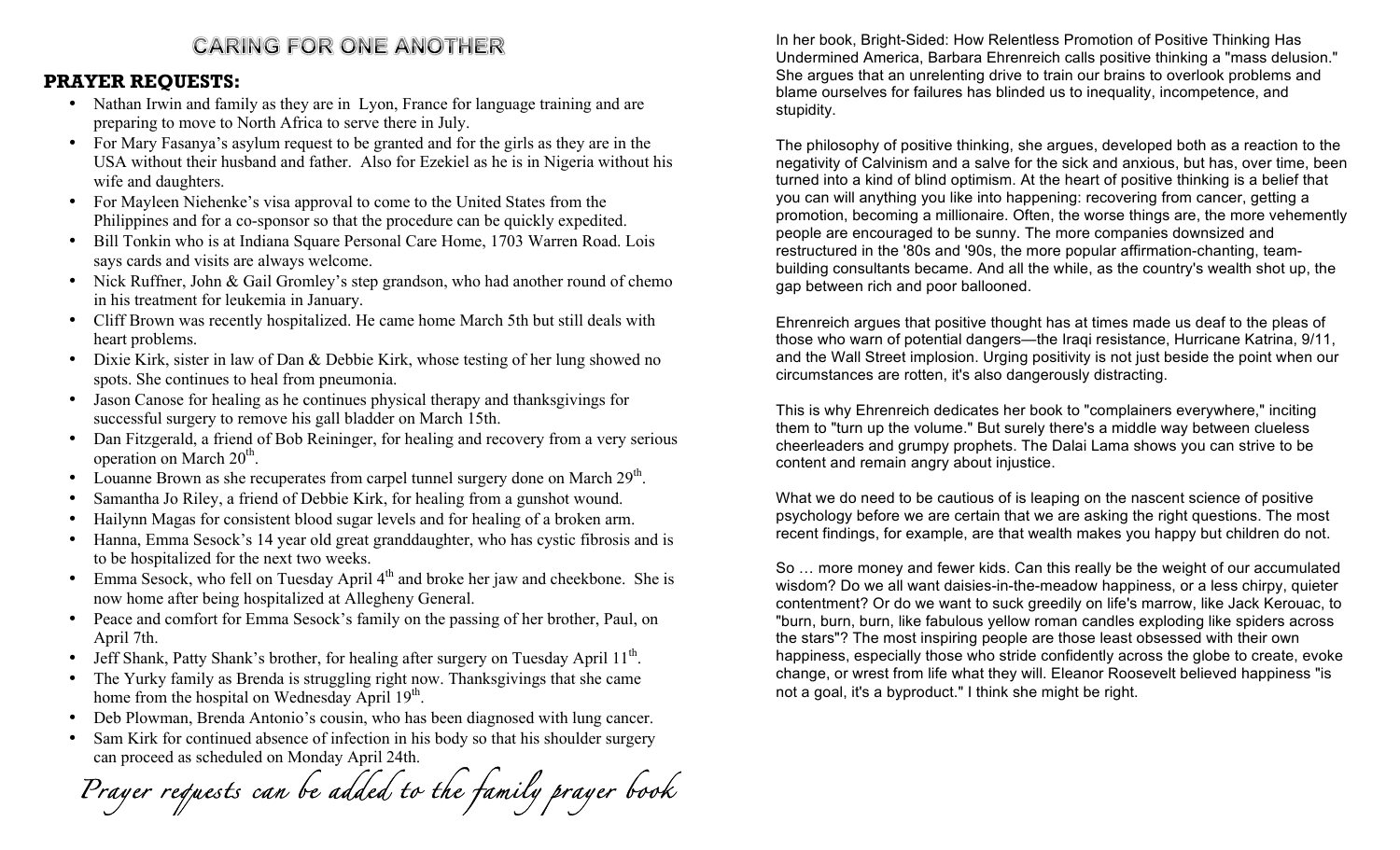# CARING FOR ONE ANOTHER

## PRAYER REQUESTS:

- Nathan Irwin and family as they are in Lyon, France for language training and are preparing to move to North Africa to serve there in July.
- For Mary Fasanya's asylum request to be granted and for the girls as they are in the USA without their husband and father. Also for Ezekiel as he is in Nigeria without his wife and daughters.
- For Mayleen Niehenke's visa approval to come to the United States from the Philippines and for a co-sponsor so that the procedure can be quickly expedited.
- Bill Tonkin who is at Indiana Square Personal Care Home, 1703 Warren Road. Lois says cards and visits are always welcome.
- Nick Ruffner, John & Gail Gromley's step grandson, who had another round of chemo in his treatment for leukemia in January.
- Cliff Brown was recently hospitalized. He came home March 5th but still deals with heart problems.
- Dixie Kirk, sister in law of Dan & Debbie Kirk, whose testing of her lung showed no spots. She continues to heal from pneumonia.
- Jason Canose for healing as he continues physical therapy and thanksgivings for successful surgery to remove his gall bladder on March 15th.
- Dan Fitzgerald, a friend of Bob Reininger, for healing and recovery from a very serious operation on March 20th.
- Louanne Brown as she recuperates from carpel tunnel surgery done on March 29th.
- Samantha Jo Riley, a friend of Debbie Kirk, for healing from a gunshot wound.
- Hailynn Magas for consistent blood sugar levels and for healing of a broken arm.
- Hanna, Emma Sesock's 14 year old great granddaughter, who has cystic fibrosis and is to be hospitalized for the next two weeks.
- Emma Sesock, who fell on Tuesday April 4th and broke her jaw and cheekbone. She is now home after being hospitalized at Allegheny General.
- Peace and comfort for Emma Sesock's family on the passing of her brother, Paul, on April 7th.
- Jeff Shank, Patty Shank's brother, for healing after surgery on Tuesday April 11th.
- The Yurky family as Brenda is struggling right now. Thanksgivings that she came home from the hospital on Wednesday April 19th.
- Deb Plowman, Brenda Antonio's cousin, who has been diagnosed with lung cancer.
- Sam Kirk for continued absence of infection in his body so that his shoulder surgery can proceed as scheduled on Monday April 24th.

*Prayer requests can be added to the family prayer book*

In her book, Bright-Sided: How Relentless Promotion of Positive Thinking Has Undermined America, Barbara Ehrenreich calls positive thinking a "mass delusion." She argues that an unrelenting drive to train our brains to overlook problems and blame ourselves for failures has blinded us to inequality, incompetence, and stupidity.

The philosophy of positive thinking, she argues, developed both as a reaction to the negativity of Calvinism and a salve for the sick and anxious, but has, over time, been turned into a kind of blind optimism. At the heart of positive thinking is a belief that you can will anything you like into happening: recovering from cancer, getting a promotion, becoming a millionaire. Often, the worse things are, the more vehemently people are encouraged to be sunny. The more companies downsized and restructured in the '80s and '90s, the more popular affirmation-chanting, team-building consultants became. And all the while, as the country's wealth shot up, the gap between rich and poor ballooned.

Ehrenreich argues that positive thought has at times made us deaf to the pleas of those who warn of potential dangers—the Iraqi resistance, Hurricane Katrina, 9/11, and the Wall Street implosion. Urging positivity is not just beside the point when our circumstances are rotten, it's also dangerously distracting.

This is why Ehrenreich dedicates her book to "complainers everywhere," inciting them to "turn up the volume." But surely there's a middle way between clueless cheerleaders and grumpy prophets. The Dalai Lama shows you can strive to be content and remain angry about injustice.

What we do need to be cautious of is leaping on the nascent science of positive psychology before we are certain that we are asking the right questions. The most recent findings, for example, are that wealth makes you happy but children do not.

So … more money and fewer kids. Can this really be the weight of our accumulated wisdom? Do we all want daisies-in-the-meadow happiness, or a less chirpy, quieter contentment? Or do we want to suck greedily on life's marrow, like Jack Kerouac, to "burn, burn, burn, like fabulous yellow roman candles exploding like spiders across the stars"? The most inspiring people are those least obsessed with their own happiness, especially those who stride confidently across the globe to create, evoke change, or wrest from life what they will. Eleanor Roosevelt believed happiness "is not a goal, it's a byproduct." I think she might be right.